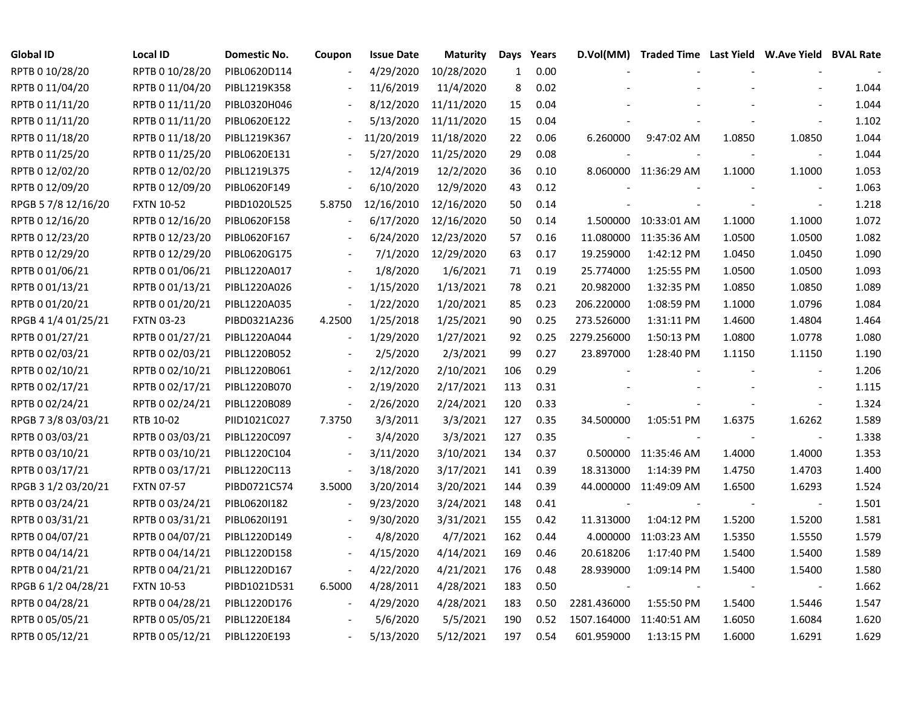| Global ID | Local ID | Domestic No. | Coupon | Issue Date | Maturity | Days | Years | D.Vol(MM) | Traded Time | Last Yield | W.Ave Yield | BVAL Rate |
|---|---|---|---|---|---|---|---|---|---|---|---|---|
| RPTB 0 10/28/20 | RPTB 0 10/28/20 | PIBL0620D114 | - | 4/29/2020 | 10/28/2020 | 1 | 0.00 | - | - | - | - | - |
| RPTB 0 11/04/20 | RPTB 0 11/04/20 | PIBL1219K358 | - | 11/6/2019 | 11/4/2020 | 8 | 0.02 | - | - | - | - | 1.044 |
| RPTB 0 11/11/20 | RPTB 0 11/11/20 | PIBL0320H046 | - | 8/12/2020 | 11/11/2020 | 15 | 0.04 | - | - | - | - | 1.044 |
| RPTB 0 11/11/20 | RPTB 0 11/11/20 | PIBL0620E122 | - | 5/13/2020 | 11/11/2020 | 15 | 0.04 | - | - | - | - | 1.102 |
| RPTB 0 11/18/20 | RPTB 0 11/18/20 | PIBL1219K367 | - | 11/20/2019 | 11/18/2020 | 22 | 0.06 | 6.260000 | 9:47:02 AM | 1.0850 | 1.0850 | 1.044 |
| RPTB 0 11/25/20 | RPTB 0 11/25/20 | PIBL0620E131 | - | 5/27/2020 | 11/25/2020 | 29 | 0.08 | - | - | - | - | 1.044 |
| RPTB 0 12/02/20 | RPTB 0 12/02/20 | PIBL1219L375 | - | 12/4/2019 | 12/2/2020 | 36 | 0.10 | 8.060000 | 11:36:29 AM | 1.1000 | 1.1000 | 1.053 |
| RPTB 0 12/09/20 | RPTB 0 12/09/20 | PIBL0620F149 | - | 6/10/2020 | 12/9/2020 | 43 | 0.12 | - | - | - | - | 1.063 |
| RPGB 5 7/8 12/16/20 | FXTN 10-52 | PIBD1020L525 | 5.8750 | 12/16/2010 | 12/16/2020 | 50 | 0.14 | - | - | - | - | 1.218 |
| RPTB 0 12/16/20 | RPTB 0 12/16/20 | PIBL0620F158 | - | 6/17/2020 | 12/16/2020 | 50 | 0.14 | 1.500000 | 10:33:01 AM | 1.1000 | 1.1000 | 1.072 |
| RPTB 0 12/23/20 | RPTB 0 12/23/20 | PIBL0620F167 | - | 6/24/2020 | 12/23/2020 | 57 | 0.16 | 11.080000 | 11:35:36 AM | 1.0500 | 1.0500 | 1.082 |
| RPTB 0 12/29/20 | RPTB 0 12/29/20 | PIBL0620G175 | - | 7/1/2020 | 12/29/2020 | 63 | 0.17 | 19.259000 | 1:42:12 PM | 1.0450 | 1.0450 | 1.090 |
| RPTB 0 01/06/21 | RPTB 0 01/06/21 | PIBL1220A017 | - | 1/8/2020 | 1/6/2021 | 71 | 0.19 | 25.774000 | 1:25:55 PM | 1.0500 | 1.0500 | 1.093 |
| RPTB 0 01/13/21 | RPTB 0 01/13/21 | PIBL1220A026 | - | 1/15/2020 | 1/13/2021 | 78 | 0.21 | 20.982000 | 1:32:35 PM | 1.0850 | 1.0850 | 1.089 |
| RPTB 0 01/20/21 | RPTB 0 01/20/21 | PIBL1220A035 | - | 1/22/2020 | 1/20/2021 | 85 | 0.23 | 206.220000 | 1:08:59 PM | 1.1000 | 1.0796 | 1.084 |
| RPGB 4 1/4 01/25/21 | FXTN 03-23 | PIBD0321A236 | 4.2500 | 1/25/2018 | 1/25/2021 | 90 | 0.25 | 273.526000 | 1:31:11 PM | 1.4600 | 1.4804 | 1.464 |
| RPTB 0 01/27/21 | RPTB 0 01/27/21 | PIBL1220A044 | - | 1/29/2020 | 1/27/2021 | 92 | 0.25 | 2279.256000 | 1:50:13 PM | 1.0800 | 1.0778 | 1.080 |
| RPTB 0 02/03/21 | RPTB 0 02/03/21 | PIBL1220B052 | - | 2/5/2020 | 2/3/2021 | 99 | 0.27 | 23.897000 | 1:28:40 PM | 1.1150 | 1.1150 | 1.190 |
| RPTB 0 02/10/21 | RPTB 0 02/10/21 | PIBL1220B061 | - | 2/12/2020 | 2/10/2021 | 106 | 0.29 | - | - | - | - | 1.206 |
| RPTB 0 02/17/21 | RPTB 0 02/17/21 | PIBL1220B070 | - | 2/19/2020 | 2/17/2021 | 113 | 0.31 | - | - | - | - | 1.115 |
| RPTB 0 02/24/21 | RPTB 0 02/24/21 | PIBL1220B089 | - | 2/26/2020 | 2/24/2021 | 120 | 0.33 | - | - | - | - | 1.324 |
| RPGB 7 3/8 03/03/21 | RTB 10-02 | PIID1021C027 | 7.3750 | 3/3/2011 | 3/3/2021 | 127 | 0.35 | 34.500000 | 1:05:51 PM | 1.6375 | 1.6262 | 1.589 |
| RPTB 0 03/03/21 | RPTB 0 03/03/21 | PIBL1220C097 | - | 3/4/2020 | 3/3/2021 | 127 | 0.35 | - | - | - | - | 1.338 |
| RPTB 0 03/10/21 | RPTB 0 03/10/21 | PIBL1220C104 | - | 3/11/2020 | 3/10/2021 | 134 | 0.37 | 0.500000 | 11:35:46 AM | 1.4000 | 1.4000 | 1.353 |
| RPTB 0 03/17/21 | RPTB 0 03/17/21 | PIBL1220C113 | - | 3/18/2020 | 3/17/2021 | 141 | 0.39 | 18.313000 | 1:14:39 PM | 1.4750 | 1.4703 | 1.400 |
| RPGB 3 1/2 03/20/21 | FXTN 07-57 | PIBD0721C574 | 3.5000 | 3/20/2014 | 3/20/2021 | 144 | 0.39 | 44.000000 | 11:49:09 AM | 1.6500 | 1.6293 | 1.524 |
| RPTB 0 03/24/21 | RPTB 0 03/24/21 | PIBL0620I182 | - | 9/23/2020 | 3/24/2021 | 148 | 0.41 | - | - | - | - | 1.501 |
| RPTB 0 03/31/21 | RPTB 0 03/31/21 | PIBL0620I191 | - | 9/30/2020 | 3/31/2021 | 155 | 0.42 | 11.313000 | 1:04:12 PM | 1.5200 | 1.5200 | 1.581 |
| RPTB 0 04/07/21 | RPTB 0 04/07/21 | PIBL1220D149 | - | 4/8/2020 | 4/7/2021 | 162 | 0.44 | 4.000000 | 11:03:23 AM | 1.5350 | 1.5550 | 1.579 |
| RPTB 0 04/14/21 | RPTB 0 04/14/21 | PIBL1220D158 | - | 4/15/2020 | 4/14/2021 | 169 | 0.46 | 20.618206 | 1:17:40 PM | 1.5400 | 1.5400 | 1.589 |
| RPTB 0 04/21/21 | RPTB 0 04/21/21 | PIBL1220D167 | - | 4/22/2020 | 4/21/2021 | 176 | 0.48 | 28.939000 | 1:09:14 PM | 1.5400 | 1.5400 | 1.580 |
| RPGB 6 1/2 04/28/21 | FXTN 10-53 | PIBD1021D531 | 6.5000 | 4/28/2011 | 4/28/2021 | 183 | 0.50 | - | - | - | - | 1.662 |
| RPTB 0 04/28/21 | RPTB 0 04/28/21 | PIBL1220D176 | - | 4/29/2020 | 4/28/2021 | 183 | 0.50 | 2281.436000 | 1:55:50 PM | 1.5400 | 1.5446 | 1.547 |
| RPTB 0 05/05/21 | RPTB 0 05/05/21 | PIBL1220E184 | - | 5/6/2020 | 5/5/2021 | 190 | 0.52 | 1507.164000 | 11:40:51 AM | 1.6050 | 1.6084 | 1.620 |
| RPTB 0 05/12/21 | RPTB 0 05/12/21 | PIBL1220E193 | - | 5/13/2020 | 5/12/2021 | 197 | 0.54 | 601.959000 | 1:13:15 PM | 1.6000 | 1.6291 | 1.629 |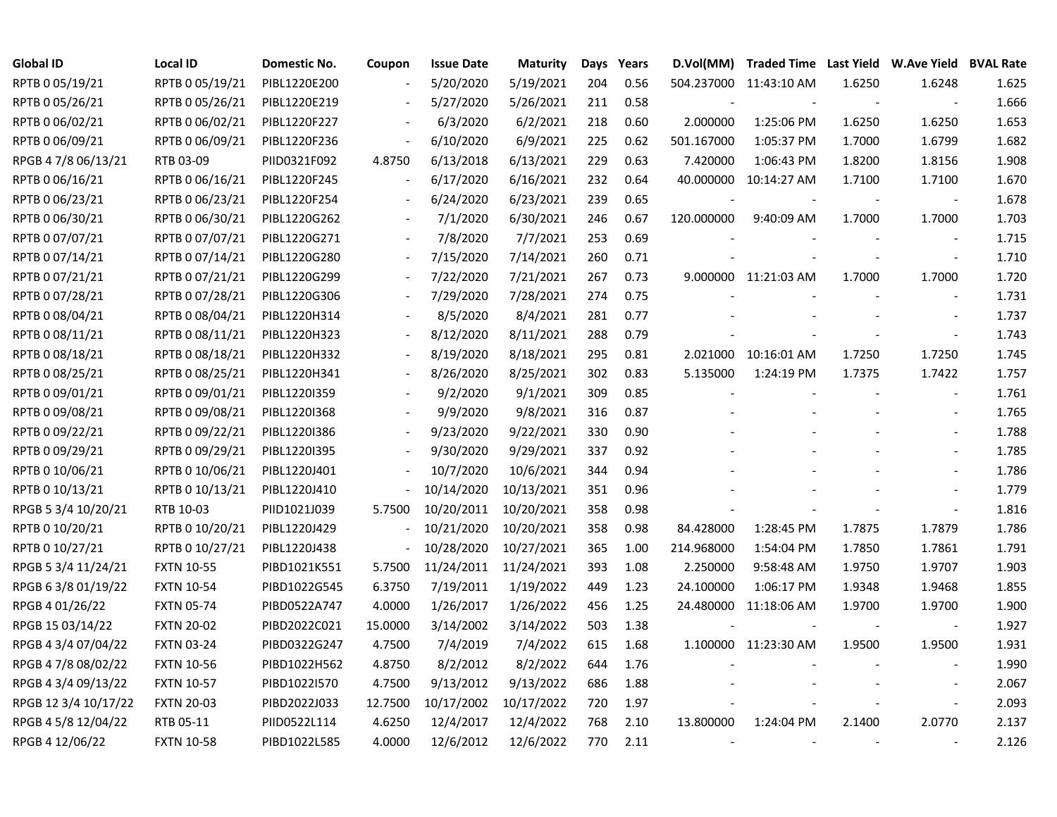| Global ID | Local ID | Domestic No. | Coupon | Issue Date | Maturity | Days | Years | D.Vol(MM) | Traded Time | Last Yield | W.Ave Yield | BVAL Rate |
|---|---|---|---|---|---|---|---|---|---|---|---|---|
| RPTB 0 05/19/21 | RPTB 0 05/19/21 | PIBL1220E200 | - | 5/20/2020 | 5/19/2021 | 204 | 0.56 | 504.237000 | 11:43:10 AM | 1.6250 | 1.6248 | 1.625 |
| RPTB 0 05/26/21 | RPTB 0 05/26/21 | PIBL1220E219 | - | 5/27/2020 | 5/26/2021 | 211 | 0.58 | - | - | - | - | 1.666 |
| RPTB 0 06/02/21 | RPTB 0 06/02/21 | PIBL1220F227 | - | 6/3/2020 | 6/2/2021 | 218 | 0.60 | 2.000000 | 1:25:06 PM | 1.6250 | 1.6250 | 1.653 |
| RPTB 0 06/09/21 | RPTB 0 06/09/21 | PIBL1220F236 | - | 6/10/2020 | 6/9/2021 | 225 | 0.62 | 501.167000 | 1:05:37 PM | 1.7000 | 1.6799 | 1.682 |
| RPGB 4 7/8 06/13/21 | RTB 03-09 | PIID0321F092 | 4.8750 | 6/13/2018 | 6/13/2021 | 229 | 0.63 | 7.420000 | 1:06:43 PM | 1.8200 | 1.8156 | 1.908 |
| RPTB 0 06/16/21 | RPTB 0 06/16/21 | PIBL1220F245 | - | 6/17/2020 | 6/16/2021 | 232 | 0.64 | 40.000000 | 10:14:27 AM | 1.7100 | 1.7100 | 1.670 |
| RPTB 0 06/23/21 | RPTB 0 06/23/21 | PIBL1220F254 | - | 6/24/2020 | 6/23/2021 | 239 | 0.65 | - | - | - | - | 1.678 |
| RPTB 0 06/30/21 | RPTB 0 06/30/21 | PIBL1220G262 | - | 7/1/2020 | 6/30/2021 | 246 | 0.67 | 120.000000 | 9:40:09 AM | 1.7000 | 1.7000 | 1.703 |
| RPTB 0 07/07/21 | RPTB 0 07/07/21 | PIBL1220G271 | - | 7/8/2020 | 7/7/2021 | 253 | 0.69 | - | - | - | - | 1.715 |
| RPTB 0 07/14/21 | RPTB 0 07/14/21 | PIBL1220G280 | - | 7/15/2020 | 7/14/2021 | 260 | 0.71 | - | - | - | - | 1.710 |
| RPTB 0 07/21/21 | RPTB 0 07/21/21 | PIBL1220G299 | - | 7/22/2020 | 7/21/2021 | 267 | 0.73 | 9.000000 | 11:21:03 AM | 1.7000 | 1.7000 | 1.720 |
| RPTB 0 07/28/21 | RPTB 0 07/28/21 | PIBL1220G306 | - | 7/29/2020 | 7/28/2021 | 274 | 0.75 | - | - | - | - | 1.731 |
| RPTB 0 08/04/21 | RPTB 0 08/04/21 | PIBL1220H314 | - | 8/5/2020 | 8/4/2021 | 281 | 0.77 | - | - | - | - | 1.737 |
| RPTB 0 08/11/21 | RPTB 0 08/11/21 | PIBL1220H323 | - | 8/12/2020 | 8/11/2021 | 288 | 0.79 | - | - | - | - | 1.743 |
| RPTB 0 08/18/21 | RPTB 0 08/18/21 | PIBL1220H332 | - | 8/19/2020 | 8/18/2021 | 295 | 0.81 | 2.021000 | 10:16:01 AM | 1.7250 | 1.7250 | 1.745 |
| RPTB 0 08/25/21 | RPTB 0 08/25/21 | PIBL1220H341 | - | 8/26/2020 | 8/25/2021 | 302 | 0.83 | 5.135000 | 1:24:19 PM | 1.7375 | 1.7422 | 1.757 |
| RPTB 0 09/01/21 | RPTB 0 09/01/21 | PIBL1220I359 | - | 9/2/2020 | 9/1/2021 | 309 | 0.85 | - | - | - | - | 1.761 |
| RPTB 0 09/08/21 | RPTB 0 09/08/21 | PIBL1220I368 | - | 9/9/2020 | 9/8/2021 | 316 | 0.87 | - | - | - | - | 1.765 |
| RPTB 0 09/22/21 | RPTB 0 09/22/21 | PIBL1220I386 | - | 9/23/2020 | 9/22/2021 | 330 | 0.90 | - | - | - | - | 1.788 |
| RPTB 0 09/29/21 | RPTB 0 09/29/21 | PIBL1220I395 | - | 9/30/2020 | 9/29/2021 | 337 | 0.92 | - | - | - | - | 1.785 |
| RPTB 0 10/06/21 | RPTB 0 10/06/21 | PIBL1220J401 | - | 10/7/2020 | 10/6/2021 | 344 | 0.94 | - | - | - | - | 1.786 |
| RPTB 0 10/13/21 | RPTB 0 10/13/21 | PIBL1220J410 | - | 10/14/2020 | 10/13/2021 | 351 | 0.96 | - | - | - | - | 1.779 |
| RPGB 5 3/4 10/20/21 | RTB 10-03 | PIID1021J039 | 5.7500 | 10/20/2011 | 10/20/2021 | 358 | 0.98 | - | - | - | - | 1.816 |
| RPTB 0 10/20/21 | RPTB 0 10/20/21 | PIBL1220J429 | - | 10/21/2020 | 10/20/2021 | 358 | 0.98 | 84.428000 | 1:28:45 PM | 1.7875 | 1.7879 | 1.786 |
| RPTB 0 10/27/21 | RPTB 0 10/27/21 | PIBL1220J438 | - | 10/28/2020 | 10/27/2021 | 365 | 1.00 | 214.968000 | 1:54:04 PM | 1.7850 | 1.7861 | 1.791 |
| RPGB 5 3/4 11/24/21 | FXTN 10-55 | PIBD1021K551 | 5.7500 | 11/24/2011 | 11/24/2021 | 393 | 1.08 | 2.250000 | 9:58:48 AM | 1.9750 | 1.9707 | 1.903 |
| RPGB 6 3/8 01/19/22 | FXTN 10-54 | PIBD1022G545 | 6.3750 | 7/19/2011 | 1/19/2022 | 449 | 1.23 | 24.100000 | 1:06:17 PM | 1.9348 | 1.9468 | 1.855 |
| RPGB 4 01/26/22 | FXTN 05-74 | PIBD0522A747 | 4.0000 | 1/26/2017 | 1/26/2022 | 456 | 1.25 | 24.480000 | 11:18:06 AM | 1.9700 | 1.9700 | 1.900 |
| RPGB 15 03/14/22 | FXTN 20-02 | PIBD2022C021 | 15.0000 | 3/14/2002 | 3/14/2022 | 503 | 1.38 | - | - | - | - | 1.927 |
| RPGB 4 3/4 07/04/22 | FXTN 03-24 | PIBD0322G247 | 4.7500 | 7/4/2019 | 7/4/2022 | 615 | 1.68 | 1.100000 | 11:23:30 AM | 1.9500 | 1.9500 | 1.931 |
| RPGB 4 7/8 08/02/22 | FXTN 10-56 | PIBD1022H562 | 4.8750 | 8/2/2012 | 8/2/2022 | 644 | 1.76 | - | - | - | - | 1.990 |
| RPGB 4 3/4 09/13/22 | FXTN 10-57 | PIBD1022I570 | 4.7500 | 9/13/2012 | 9/13/2022 | 686 | 1.88 | - | - | - | - | 2.067 |
| RPGB 12 3/4 10/17/22 | FXTN 20-03 | PIBD2022J033 | 12.7500 | 10/17/2002 | 10/17/2022 | 720 | 1.97 | - | - | - | - | 2.093 |
| RPGB 4 5/8 12/04/22 | RTB 05-11 | PIID0522L114 | 4.6250 | 12/4/2017 | 12/4/2022 | 768 | 2.10 | 13.800000 | 1:24:04 PM | 2.1400 | 2.0770 | 2.137 |
| RPGB 4 12/06/22 | FXTN 10-58 | PIBD1022L585 | 4.0000 | 12/6/2012 | 12/6/2022 | 770 | 2.11 | - | - | - | - | 2.126 |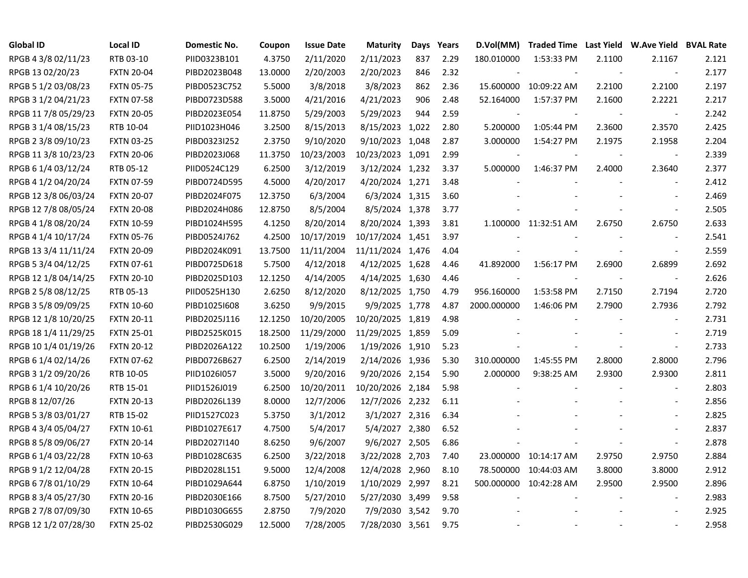| Global ID | Local ID | Domestic No. | Coupon | Issue Date | Maturity | Days | Years | D.Vol(MM) | Traded Time | Last Yield | W.Ave Yield | BVAL Rate |
|---|---|---|---|---|---|---|---|---|---|---|---|---|
| RPGB 4 3/8 02/11/23 | RTB 03-10 | PIID0323B101 | 4.3750 | 2/11/2020 | 2/11/2023 | 837 | 2.29 | 180.010000 | 1:53:33 PM | 2.1100 | 2.1167 | 2.121 |
| RPGB 13 02/20/23 | FXTN 20-04 | PIBD2023B048 | 13.0000 | 2/20/2003 | 2/20/2023 | 846 | 2.32 | - | - | - | - | 2.177 |
| RPGB 5 1/2 03/08/23 | FXTN 05-75 | PIBD0523C752 | 5.5000 | 3/8/2018 | 3/8/2023 | 862 | 2.36 | 15.600000 | 10:09:22 AM | 2.2100 | 2.2100 | 2.197 |
| RPGB 3 1/2 04/21/23 | FXTN 07-58 | PIBD0723D588 | 3.5000 | 4/21/2016 | 4/21/2023 | 906 | 2.48 | 52.164000 | 1:57:37 PM | 2.1600 | 2.2221 | 2.217 |
| RPGB 11 7/8 05/29/23 | FXTN 20-05 | PIBD2023E054 | 11.8750 | 5/29/2003 | 5/29/2023 | 944 | 2.59 | - | - | - | - | 2.242 |
| RPGB 3 1/4 08/15/23 | RTB 10-04 | PIID1023H046 | 3.2500 | 8/15/2013 | 8/15/2023 | 1,022 | 2.80 | 5.200000 | 1:05:44 PM | 2.3600 | 2.3570 | 2.425 |
| RPGB 2 3/8 09/10/23 | FXTN 03-25 | PIBD0323I252 | 2.3750 | 9/10/2020 | 9/10/2023 | 1,048 | 2.87 | 3.000000 | 1:54:27 PM | 2.1975 | 2.1958 | 2.204 |
| RPGB 11 3/8 10/23/23 | FXTN 20-06 | PIBD2023J068 | 11.3750 | 10/23/2003 | 10/23/2023 | 1,091 | 2.99 | - | - | - | - | 2.339 |
| RPGB 6 1/4 03/12/24 | RTB 05-12 | PIID0524C129 | 6.2500 | 3/12/2019 | 3/12/2024 | 1,232 | 3.37 | 5.000000 | 1:46:37 PM | 2.4000 | 2.3640 | 2.377 |
| RPGB 4 1/2 04/20/24 | FXTN 07-59 | PIBD0724D595 | 4.5000 | 4/20/2017 | 4/20/2024 | 1,271 | 3.48 | - | - | - | - | 2.412 |
| RPGB 12 3/8 06/03/24 | FXTN 20-07 | PIBD2024F075 | 12.3750 | 6/3/2004 | 6/3/2024 | 1,315 | 3.60 | - | - | - | - | 2.469 |
| RPGB 12 7/8 08/05/24 | FXTN 20-08 | PIBD2024H086 | 12.8750 | 8/5/2004 | 8/5/2024 | 1,378 | 3.77 | - | - | - | - | 2.505 |
| RPGB 4 1/8 08/20/24 | FXTN 10-59 | PIBD1024H595 | 4.1250 | 8/20/2014 | 8/20/2024 | 1,393 | 3.81 | 1.100000 | 11:32:51 AM | 2.6750 | 2.6750 | 2.633 |
| RPGB 4 1/4 10/17/24 | FXTN 05-76 | PIBD0524J762 | 4.2500 | 10/17/2019 | 10/17/2024 | 1,451 | 3.97 | - | - | - | - | 2.541 |
| RPGB 13 3/4 11/11/24 | FXTN 20-09 | PIBD2024K091 | 13.7500 | 11/11/2004 | 11/11/2024 | 1,476 | 4.04 | - | - | - | - | 2.559 |
| RPGB 5 3/4 04/12/25 | FXTN 07-61 | PIBD0725D618 | 5.7500 | 4/12/2018 | 4/12/2025 | 1,628 | 4.46 | 41.892000 | 1:56:17 PM | 2.6900 | 2.6899 | 2.692 |
| RPGB 12 1/8 04/14/25 | FXTN 20-10 | PIBD2025D103 | 12.1250 | 4/14/2005 | 4/14/2025 | 1,630 | 4.46 | - | - | - | - | 2.626 |
| RPGB 2 5/8 08/12/25 | RTB 05-13 | PIID0525H130 | 2.6250 | 8/12/2020 | 8/12/2025 | 1,750 | 4.79 | 956.160000 | 1:53:58 PM | 2.7150 | 2.7194 | 2.720 |
| RPGB 3 5/8 09/09/25 | FXTN 10-60 | PIBD1025I608 | 3.6250 | 9/9/2015 | 9/9/2025 | 1,778 | 4.87 | 2000.000000 | 1:46:06 PM | 2.7900 | 2.7936 | 2.792 |
| RPGB 12 1/8 10/20/25 | FXTN 20-11 | PIBD2025J116 | 12.1250 | 10/20/2005 | 10/20/2025 | 1,819 | 4.98 | - | - | - | - | 2.731 |
| RPGB 18 1/4 11/29/25 | FXTN 25-01 | PIBD2525K015 | 18.2500 | 11/29/2000 | 11/29/2025 | 1,859 | 5.09 | - | - | - | - | 2.719 |
| RPGB 10 1/4 01/19/26 | FXTN 20-12 | PIBD2026A122 | 10.2500 | 1/19/2006 | 1/19/2026 | 1,910 | 5.23 | - | - | - | - | 2.733 |
| RPGB 6 1/4 02/14/26 | FXTN 07-62 | PIBD0726B627 | 6.2500 | 2/14/2019 | 2/14/2026 | 1,936 | 5.30 | 310.000000 | 1:45:55 PM | 2.8000 | 2.8000 | 2.796 |
| RPGB 3 1/2 09/20/26 | RTB 10-05 | PIID1026I057 | 3.5000 | 9/20/2016 | 9/20/2026 | 2,154 | 5.90 | 2.000000 | 9:38:25 AM | 2.9300 | 2.9300 | 2.811 |
| RPGB 6 1/4 10/20/26 | RTB 15-01 | PIID1526J019 | 6.2500 | 10/20/2011 | 10/20/2026 | 2,184 | 5.98 | - | - | - | - | 2.803 |
| RPGB 8 12/07/26 | FXTN 20-13 | PIBD2026L139 | 8.0000 | 12/7/2006 | 12/7/2026 | 2,232 | 6.11 | - | - | - | - | 2.856 |
| RPGB 5 3/8 03/01/27 | RTB 15-02 | PIID1527C023 | 5.3750 | 3/1/2012 | 3/1/2027 | 2,316 | 6.34 | - | - | - | - | 2.825 |
| RPGB 4 3/4 05/04/27 | FXTN 10-61 | PIBD1027E617 | 4.7500 | 5/4/2017 | 5/4/2027 | 2,380 | 6.52 | - | - | - | - | 2.837 |
| RPGB 8 5/8 09/06/27 | FXTN 20-14 | PIBD2027I140 | 8.6250 | 9/6/2007 | 9/6/2027 | 2,505 | 6.86 | - | - | - | - | 2.878 |
| RPGB 6 1/4 03/22/28 | FXTN 10-63 | PIBD1028C635 | 6.2500 | 3/22/2018 | 3/22/2028 | 2,703 | 7.40 | 23.000000 | 10:14:17 AM | 2.9750 | 2.9750 | 2.884 |
| RPGB 9 1/2 12/04/28 | FXTN 20-15 | PIBD2028L151 | 9.5000 | 12/4/2008 | 12/4/2028 | 2,960 | 8.10 | 78.500000 | 10:44:03 AM | 3.8000 | 3.8000 | 2.912 |
| RPGB 6 7/8 01/10/29 | FXTN 10-64 | PIBD1029A644 | 6.8750 | 1/10/2019 | 1/10/2029 | 2,997 | 8.21 | 500.000000 | 10:42:28 AM | 2.9500 | 2.9500 | 2.896 |
| RPGB 8 3/4 05/27/30 | FXTN 20-16 | PIBD2030E166 | 8.7500 | 5/27/2010 | 5/27/2030 | 3,499 | 9.58 | - | - | - | - | 2.983 |
| RPGB 2 7/8 07/09/30 | FXTN 10-65 | PIBD1030G655 | 2.8750 | 7/9/2020 | 7/9/2030 | 3,542 | 9.70 | - | - | - | - | 2.925 |
| RPGB 12 1/2 07/28/30 | FXTN 25-02 | PIBD2530G029 | 12.5000 | 7/28/2005 | 7/28/2030 | 3,561 | 9.75 | - | - | - | - | 2.958 |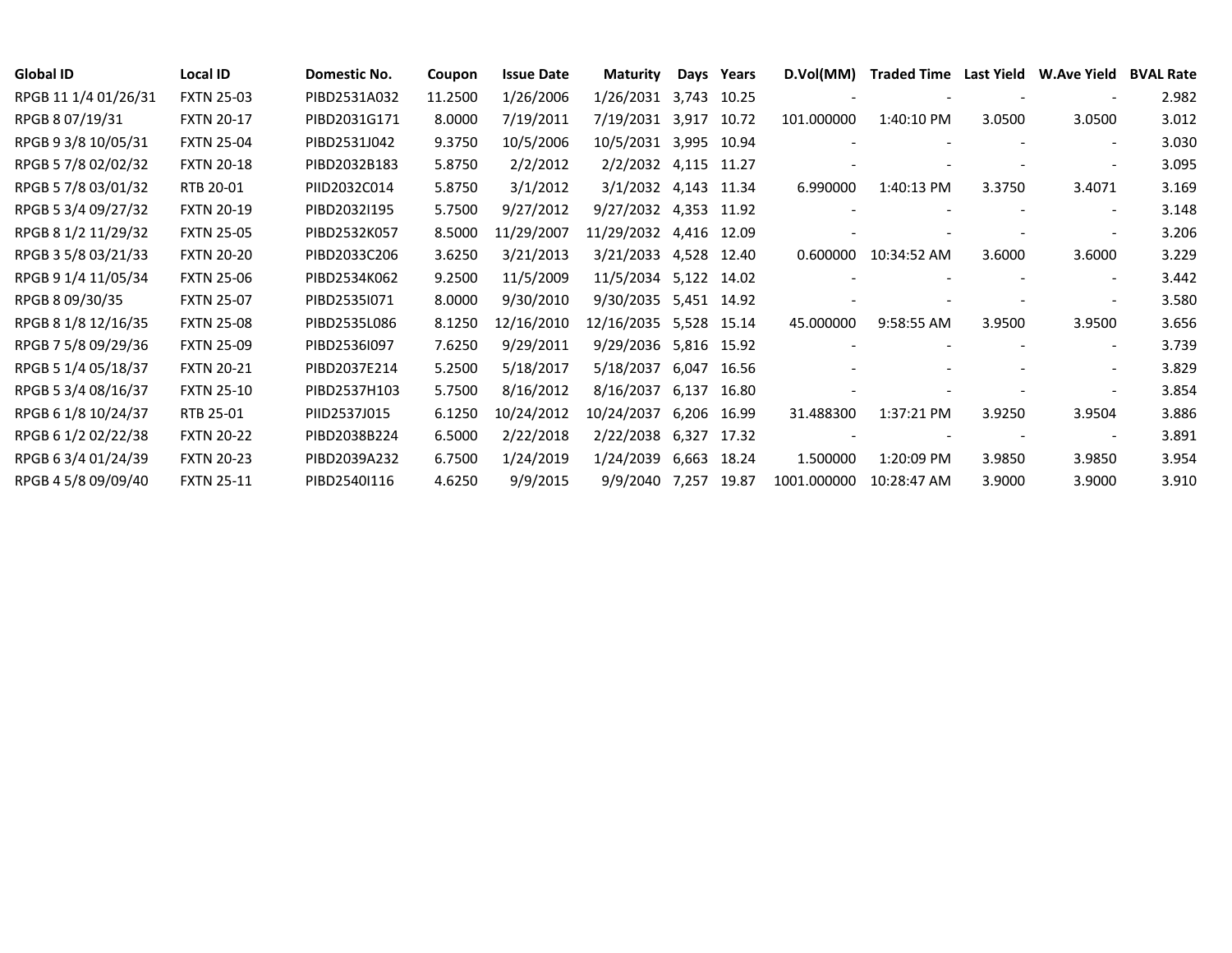| Global ID | Local ID | Domestic No. | Coupon | Issue Date | Maturity | Days | Years | D.Vol(MM) | Traded Time | Last Yield | W.Ave Yield | BVAL Rate |
|---|---|---|---|---|---|---|---|---|---|---|---|---|
| RPGB 11 1/4 01/26/31 | FXTN 25-03 | PIBD2531A032 | 11.2500 | 1/26/2006 | 1/26/2031 | 3,743 | 10.25 | - | - | - | - | 2.982 |
| RPGB 8 07/19/31 | FXTN 20-17 | PIBD2031G171 | 8.0000 | 7/19/2011 | 7/19/2031 | 3,917 | 10.72 | 101.000000 | 1:40:10 PM | 3.0500 | 3.0500 | 3.012 |
| RPGB 9 3/8 10/05/31 | FXTN 25-04 | PIBD2531J042 | 9.3750 | 10/5/2006 | 10/5/2031 | 3,995 | 10.94 | - | - | - | - | 3.030 |
| RPGB 5 7/8 02/02/32 | FXTN 20-18 | PIBD2032B183 | 5.8750 | 2/2/2012 | 2/2/2032 | 4,115 | 11.27 | - | - | - | - | 3.095 |
| RPGB 5 7/8 03/01/32 | RTB 20-01 | PIID2032C014 | 5.8750 | 3/1/2012 | 3/1/2032 | 4,143 | 11.34 | 6.990000 | 1:40:13 PM | 3.3750 | 3.4071 | 3.169 |
| RPGB 5 3/4 09/27/32 | FXTN 20-19 | PIBD2032I195 | 5.7500 | 9/27/2012 | 9/27/2032 | 4,353 | 11.92 | - | - | - | - | 3.148 |
| RPGB 8 1/2 11/29/32 | FXTN 25-05 | PIBD2532K057 | 8.5000 | 11/29/2007 | 11/29/2032 | 4,416 | 12.09 | - | - | - | - | 3.206 |
| RPGB 3 5/8 03/21/33 | FXTN 20-20 | PIBD2033C206 | 3.6250 | 3/21/2013 | 3/21/2033 | 4,528 | 12.40 | 0.600000 | 10:34:52 AM | 3.6000 | 3.6000 | 3.229 |
| RPGB 9 1/4 11/05/34 | FXTN 25-06 | PIBD2534K062 | 9.2500 | 11/5/2009 | 11/5/2034 | 5,122 | 14.02 | - | - | - | - | 3.442 |
| RPGB 8 09/30/35 | FXTN 25-07 | PIBD2535I071 | 8.0000 | 9/30/2010 | 9/30/2035 | 5,451 | 14.92 | - | - | - | - | 3.580 |
| RPGB 8 1/8 12/16/35 | FXTN 25-08 | PIBD2535L086 | 8.1250 | 12/16/2010 | 12/16/2035 | 5,528 | 15.14 | 45.000000 | 9:58:55 AM | 3.9500 | 3.9500 | 3.656 |
| RPGB 7 5/8 09/29/36 | FXTN 25-09 | PIBD2536I097 | 7.6250 | 9/29/2011 | 9/29/2036 | 5,816 | 15.92 | - | - | - | - | 3.739 |
| RPGB 5 1/4 05/18/37 | FXTN 20-21 | PIBD2037E214 | 5.2500 | 5/18/2017 | 5/18/2037 | 6,047 | 16.56 | - | - | - | - | 3.829 |
| RPGB 5 3/4 08/16/37 | FXTN 25-10 | PIBD2537H103 | 5.7500 | 8/16/2012 | 8/16/2037 | 6,137 | 16.80 | - | - | - | - | 3.854 |
| RPGB 6 1/8 10/24/37 | RTB 25-01 | PIID2537J015 | 6.1250 | 10/24/2012 | 10/24/2037 | 6,206 | 16.99 | 31.488300 | 1:37:21 PM | 3.9250 | 3.9504 | 3.886 |
| RPGB 6 1/2 02/22/38 | FXTN 20-22 | PIBD2038B224 | 6.5000 | 2/22/2018 | 2/22/2038 | 6,327 | 17.32 | - | - | - | - | 3.891 |
| RPGB 6 3/4 01/24/39 | FXTN 20-23 | PIBD2039A232 | 6.7500 | 1/24/2019 | 1/24/2039 | 6,663 | 18.24 | 1.500000 | 1:20:09 PM | 3.9850 | 3.9850 | 3.954 |
| RPGB 4 5/8 09/09/40 | FXTN 25-11 | PIBD2540I116 | 4.6250 | 9/9/2015 | 9/9/2040 | 7,257 | 19.87 | 1001.000000 | 10:28:47 AM | 3.9000 | 3.9000 | 3.910 |